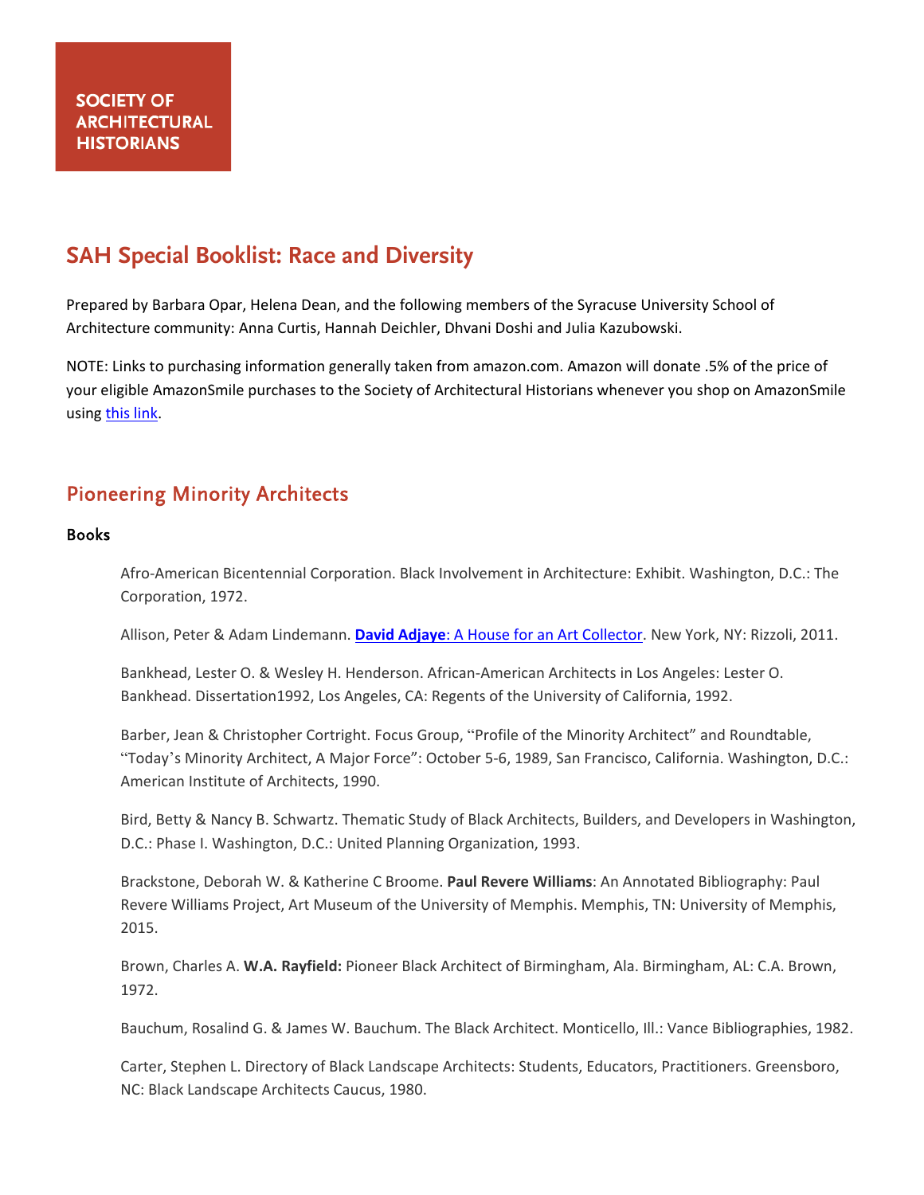SOCIETY OF ARCHITECTURAL HISTORIANS

# SAH Special Booklist: Race and Diversity

Prepared by Barbara Opar, Helena Dean, and the following members of the Syracuse University School of Architecture community: Anna Curtis, Hannah Deichler, Dhvani Doshi and Julia Kazubowski.

NOTE: Links to purchasing information generally taken from amazon.com. Amazon will donate .5% of the price of your eligible AmazonSmile purchases to the Society of Architectural Historians whenever you shop on AmazonSmile using this link.

## Pioneering Minority Architects

### Books

Afro-American Bicentennial Corporation. Black Involvement in Architecture: Exhibit. Washington, D.C.: The Corporation, 1972.

Allison, Peter & Adam Lindemann. **David Adjaye**: A House for an Art Collector. New York, NY: Rizzoli, 2011.

Bankhead, Lester O. & Wesley H. Henderson. African-American Architects in Los Angeles: Lester O. Bankhead. Dissertation1992, Los Angeles, CA: Regents of the University of California, 1992.

Barber, Jean & Christopher Cortright. Focus Group, "Profile of the Minority Architect" and Roundtable, "Today's Minority Architect, A Major Force": October 5-6, 1989, San Francisco, California. Washington, D.C.: American Institute of Architects, 1990.

Bird, Betty & Nancy B. Schwartz. Thematic Study of Black Architects, Builders, and Developers in Washington, D.C.: Phase I. Washington, D.C.: United Planning Organization, 1993.

Brackstone, Deborah W. & Katherine C Broome. **Paul Revere Williams**: An Annotated Bibliography: Paul Revere Williams Project, Art Museum of the University of Memphis. Memphis, TN: University of Memphis, 2015.

Brown, Charles A. **W.A. Rayfield:** Pioneer Black Architect of Birmingham, Ala. Birmingham, AL: C.A. Brown, 1972.

Bauchum, Rosalind G. & James W. Bauchum. The Black Architect. Monticello, Ill.: Vance Bibliographies, 1982.

Carter, Stephen L. Directory of Black Landscape Architects: Students, Educators, Practitioners. Greensboro, NC: Black Landscape Architects Caucus, 1980.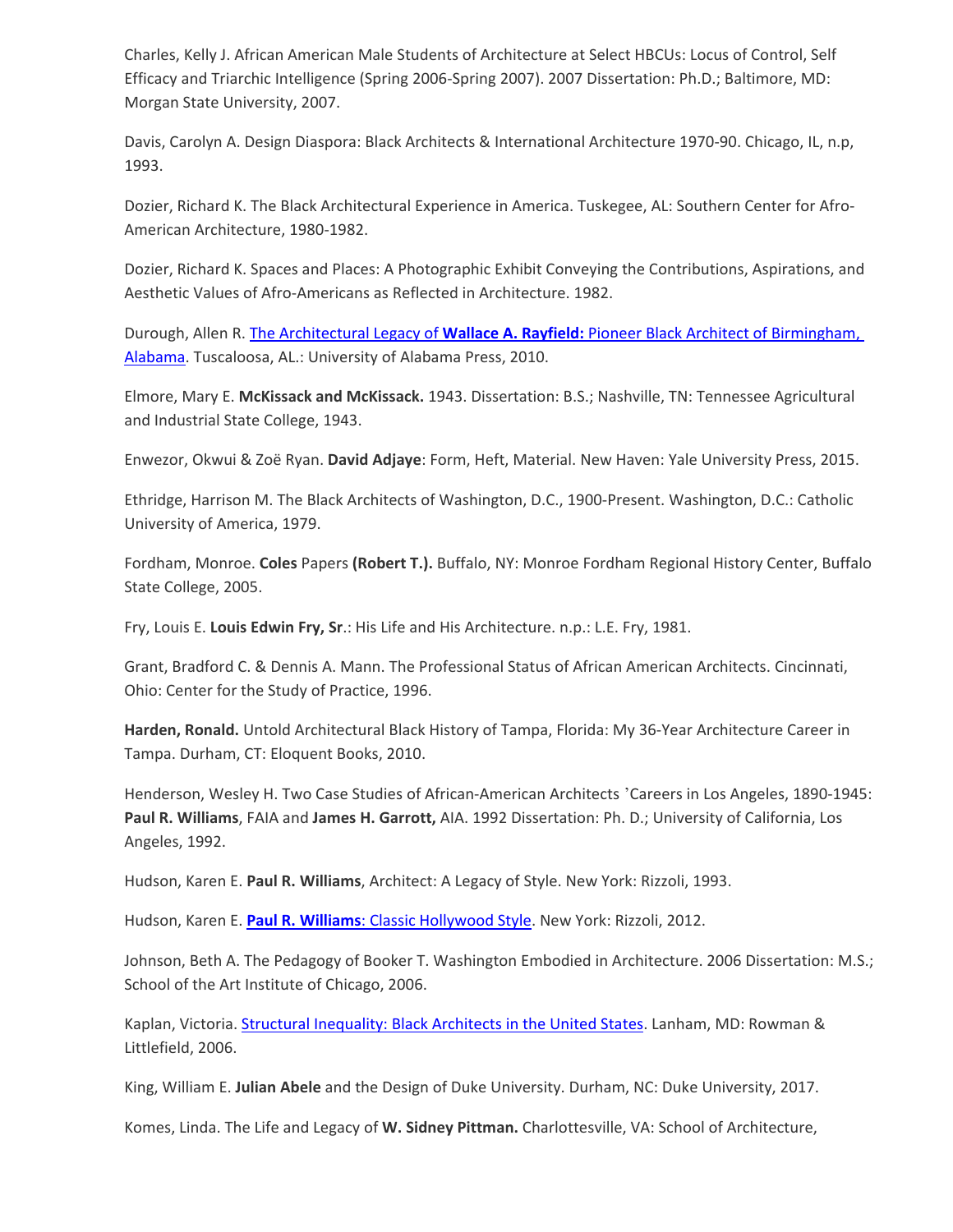Charles, Kelly J. African American Male Students of Architecture at Select HBCUs: Locus of Control, Self Efficacy and Triarchic Intelligence (Spring 2006-Spring 2007). 2007 Dissertation: Ph.D.; Baltimore, MD: Morgan State University, 2007.

Davis, Carolyn A. Design Diaspora: Black Architects & International Architecture 1970-90. Chicago, IL, n.p, 1993.

Dozier, Richard K. The Black Architectural Experience in America. Tuskegee, AL: Southern Center for Afro-American Architecture, 1980-1982.

Dozier, Richard K. Spaces and Places: A Photographic Exhibit Conveying the Contributions, Aspirations, and Aesthetic Values of Afro-Americans as Reflected in Architecture. 1982.

Durough, Allen R. The Architectural Legacy of **Wallace A. Rayfield:** Pioneer Black Architect of Birmingham, Alabama. Tuscaloosa, AL.: University of Alabama Press, 2010.

Elmore, Mary E. **McKissack and McKissack.** 1943. Dissertation: B.S.; Nashville, TN: Tennessee Agricultural and Industrial State College, 1943.

Enwezor, Okwui & Zoë Ryan. **David Adjaye**: Form, Heft, Material. New Haven: Yale University Press, 2015.

Ethridge, Harrison M. The Black Architects of Washington, D.C., 1900-Present. Washington, D.C.: Catholic University of America, 1979.

Fordham, Monroe. **Coles** Papers **(Robert T.).** Buffalo, NY: Monroe Fordham Regional History Center, Buffalo State College, 2005.

Fry, Louis E. **Louis Edwin Fry, Sr**.: His Life and His Architecture. n.p.: L.E. Fry, 1981.

Grant, Bradford C. & Dennis A. Mann. The Professional Status of African American Architects. Cincinnati, Ohio: Center for the Study of Practice, 1996.

**Harden, Ronald.** Untold Architectural Black History of Tampa, Florida: My 36-Year Architecture Career in Tampa. Durham, CT: Eloquent Books, 2010.

Henderson, Wesley H. Two Case Studies of African-American Architects 'Careers in Los Angeles, 1890-1945: **Paul R. Williams**, FAIA and **James H. Garrott,** AIA. 1992 Dissertation: Ph. D.; University of California, Los Angeles, 1992.

Hudson, Karen E. **Paul R. Williams**, Architect: A Legacy of Style. New York: Rizzoli, 1993.

Hudson, Karen E. **Paul R. Williams**: Classic Hollywood Style. New York: Rizzoli, 2012.

Johnson, Beth A. The Pedagogy of Booker T. Washington Embodied in Architecture. 2006 Dissertation: M.S.; School of the Art Institute of Chicago, 2006.

Kaplan, Victoria. Structural Inequality: Black Architects in the United States. Lanham, MD: Rowman & Littlefield, 2006.

King, William E. **Julian Abele** and the Design of Duke University. Durham, NC: Duke University, 2017.

Komes, Linda. The Life and Legacy of **W. Sidney Pittman.** Charlottesville, VA: School of Architecture,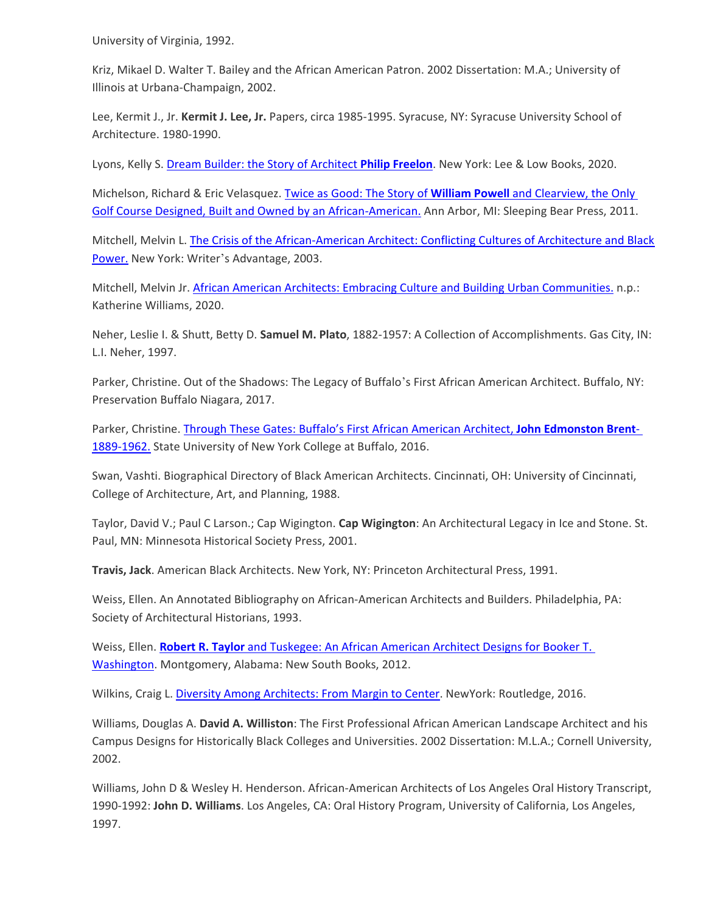University of Virginia, 1992.

Kriz, Mikael D. Walter T. Bailey and the African American Patron. 2002 Dissertation: M.A.; University of Illinois at Urbana-Champaign, 2002.

Lee, Kermit J., Jr. **Kermit J. Lee, Jr.** Papers, circa 1985-1995. Syracuse, NY: Syracuse University School of Architecture. 1980-1990.

Lyons, Kelly S. Dream Builder: the Story of Architect **Philip Freelon**. New York: Lee & Low Books, 2020.

Michelson, Richard & Eric Velasquez. Twice as Good: The Story of **William Powell** and Clearview, the Only Golf Course Designed, Built and Owned by an African-American. Ann Arbor, MI: Sleeping Bear Press, 2011.

Mitchell, Melvin L. The Crisis of the African-American Architect: Conflicting Cultures of Architecture and Black Power. New York: Writer's Advantage, 2003.

Mitchell, Melvin Jr. African American Architects: Embracing Culture and Building Urban Communities. n.p.: Katherine Williams, 2020.

Neher, Leslie I. & Shutt, Betty D. **Samuel M. Plato**, 1882-1957: A Collection of Accomplishments. Gas City, IN: L.I. Neher, 1997.

Parker, Christine. Out of the Shadows: The Legacy of Buffalo's First African American Architect. Buffalo, NY: Preservation Buffalo Niagara, 2017.

Parker, Christine. Through These Gates: Buffalo's First African American Architect, **John Edmonston Brent**- 1889-1962. State University of New York College at Buffalo, 2016.

Swan, Vashti. Biographical Directory of Black American Architects. Cincinnati, OH: University of Cincinnati, College of Architecture, Art, and Planning, 1988.

Taylor, David V.; Paul C Larson.; Cap Wigington. **Cap Wigington**: An Architectural Legacy in Ice and Stone. St. Paul, MN: Minnesota Historical Society Press, 2001.

**Travis, Jack**. American Black Architects. New York, NY: Princeton Architectural Press, 1991.

Weiss, Ellen. An Annotated Bibliography on African-American Architects and Builders. Philadelphia, PA: Society of Architectural Historians, 1993.

Weiss, Ellen. **Robert R. Taylor** and Tuskegee: An African American Architect Designs for Booker T. Washington. Montgomery, Alabama: New South Books, 2012.

Wilkins, Craig L. Diversity Among Architects: From Margin to Center. NewYork: Routledge, 2016.

Williams, Douglas A. **David A. Williston**: The First Professional African American Landscape Architect and his Campus Designs for Historically Black Colleges and Universities. 2002 Dissertation: M.L.A.; Cornell University, 2002.

Williams, John D & Wesley H. Henderson. African-American Architects of Los Angeles Oral History Transcript, 1990-1992: **John D. Williams**. Los Angeles, CA: Oral History Program, University of California, Los Angeles, 1997.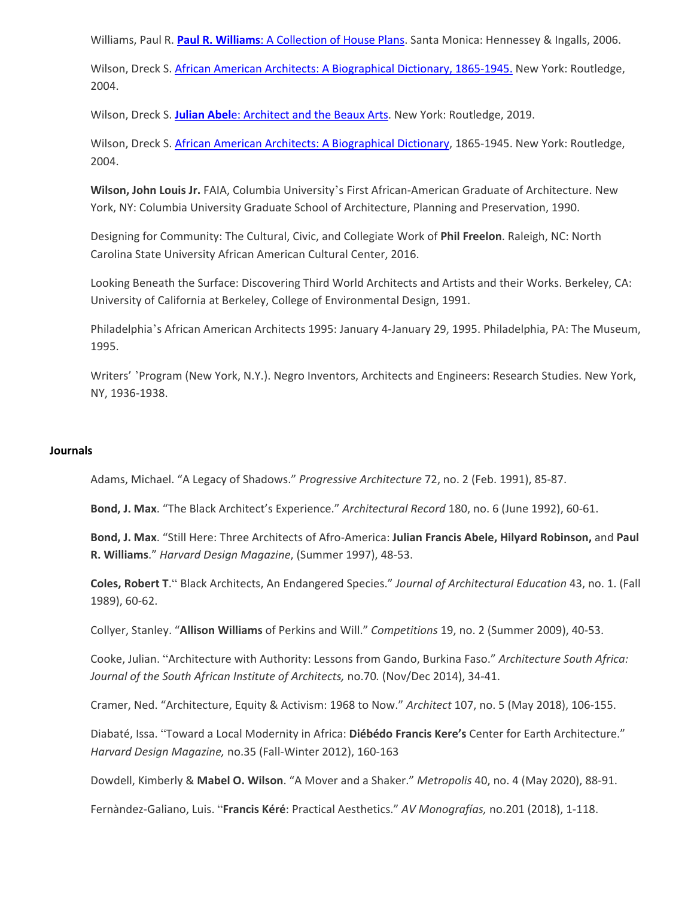Williams, Paul R. [**Paul R. Williams**: A Collection of House Plans](). Santa Monica: Hennessey & Ingalls, 2006.

Wilson, Dreck S. [African American Architects: A Biographical Dictionary, 1865-1945.]() New York: Routledge, 2004.

Wilson, Dreck S. [**Julian Abel**e: Architect and the Beaux Arts](). New York: Routledge, 2019.

Wilson, Dreck S. [African American Architects: A Biographical Dictionary](), 1865-1945. New York: Routledge, 2004.

**Wilson, John Louis Jr.** FAIA, Columbia University's First African-American Graduate of Architecture. New York, NY: Columbia University Graduate School of Architecture, Planning and Preservation, 1990.

Designing for Community: The Cultural, Civic, and Collegiate Work of **Phil Freelon**. Raleigh, NC: North Carolina State University African American Cultural Center, 2016.

Looking Beneath the Surface: Discovering Third World Architects and Artists and their Works. Berkeley, CA: University of California at Berkeley, College of Environmental Design, 1991.

Philadelphia's African American Architects 1995: January 4-January 29, 1995. Philadelphia, PA: The Museum, 1995.

Writers' 'Program (New York, N.Y.). Negro Inventors, Architects and Engineers: Research Studies. New York, NY, 1936-1938.

**Journals**

Adams, Michael. "A Legacy of Shadows." *Progressive Architecture* 72, no. 2 (Feb. 1991), 85-87.

**Bond, J. Max**. "The Black Architect's Experience." *Architectural Record* 180, no. 6 (June 1992), 60-61.

**Bond, J. Max**. "Still Here: Three Architects of Afro-America: **Julian Francis Abele, Hilyard Robinson,** and **Paul R. Williams**." *Harvard Design Magazine*, (Summer 1997), 48-53.

**Coles, Robert T**." Black Architects, An Endangered Species." *Journal of Architectural Education* 43, no. 1. (Fall 1989), 60-62.

Collyer, Stanley. "**Allison Williams** of Perkins and Will." *Competitions* 19, no. 2 (Summer 2009), 40-53.

Cooke, Julian. "Architecture with Authority: Lessons from Gando, Burkina Faso." *Architecture South Africa: Journal of the South African Institute of Architects,* no.70. (Nov/Dec 2014), 34-41.

Cramer, Ned. "Architecture, Equity & Activism: 1968 to Now." *Architect* 107, no. 5 (May 2018), 106-155.

Diabaté, Issa. "Toward a Local Modernity in Africa: **Diébédo Francis Kere's** Center for Earth Architecture." *Harvard Design Magazine,* no.35 (Fall-Winter 2012), 160-163

Dowdell, Kimberly & **Mabel O. Wilson**. "A Mover and a Shaker." *Metropolis* 40, no. 4 (May 2020), 88-91.

Fernàndez-Galiano, Luis. "**Francis Kéré**: Practical Aesthetics." *AV Monografías,* no.201 (2018), 1-118.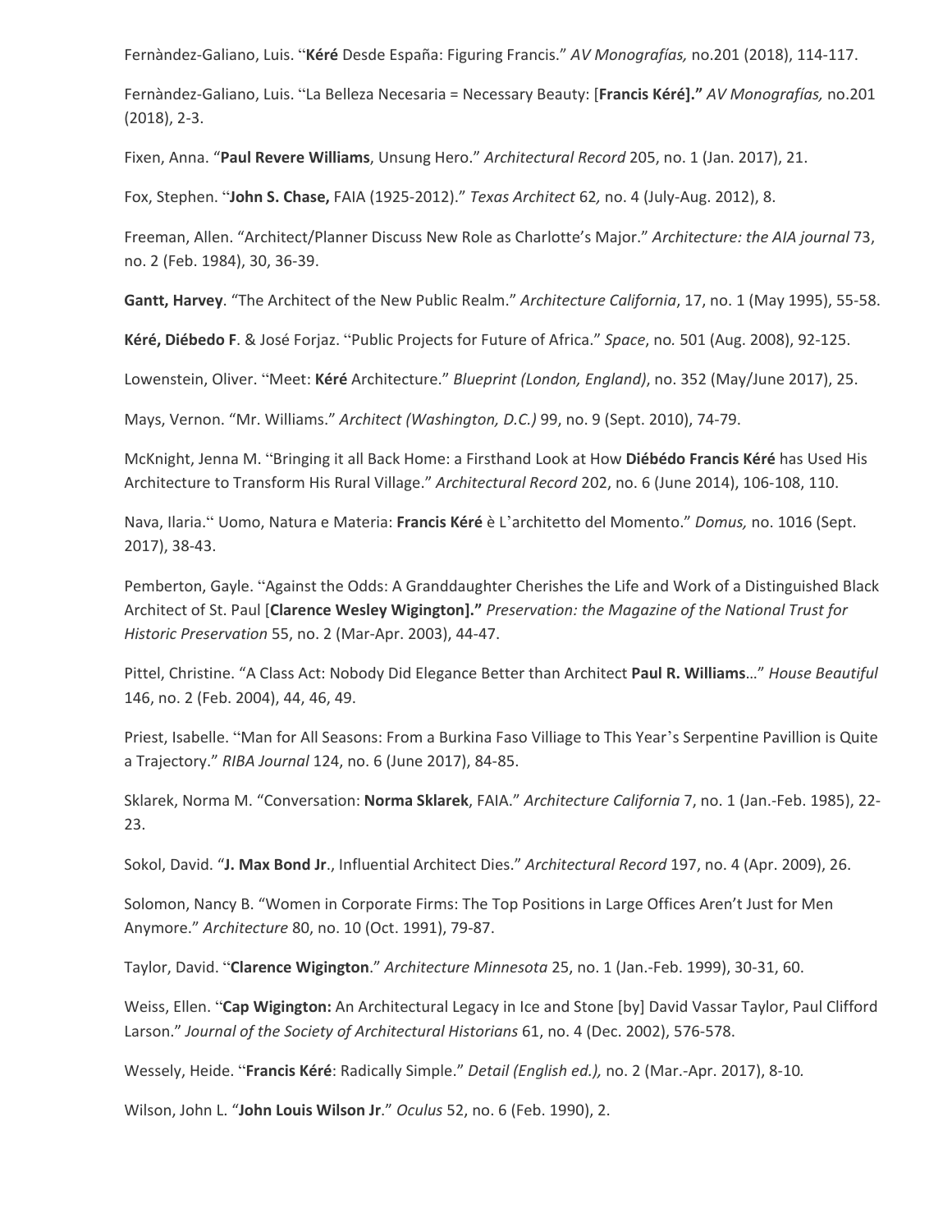Fernàndez-Galiano, Luis. "**Kéré** Desde España: Figuring Francis." *AV Monografías,* no.201 (2018), 114-117.

Fernàndez-Galiano, Luis. "La Belleza Necesaria = Necessary Beauty: [**Francis Kéré]."** *AV Monografías,* no.201 (2018), 2-3.

Fixen, Anna. "**Paul Revere Williams**, Unsung Hero." *Architectural Record* 205, no. 1 (Jan. 2017), 21.

Fox, Stephen. "**John S. Chase,** FAIA (1925-2012)." *Texas Architect* 62*,* no. 4 (July-Aug. 2012), 8.

Freeman, Allen. "Architect/Planner Discuss New Role as Charlotte's Major." *Architecture: the AIA journal* 73, no. 2 (Feb. 1984), 30, 36-39.

**Gantt, Harvey**. "The Architect of the New Public Realm." *Architecture California*, 17, no. 1 (May 1995), 55-58.

**Kéré, Diébedo F**. & José Forjaz. "Public Projects for Future of Africa." *Space*, no*.* 501 (Aug. 2008), 92-125.

Lowenstein, Oliver. "Meet: **Kéré** Architecture." *Blueprint (London, England)*, no. 352 (May/June 2017), 25.

Mays, Vernon. "Mr. Williams." *Architect (Washington, D.C.)* 99, no. 9 (Sept. 2010), 74-79.

McKnight, Jenna M. "Bringing it all Back Home: a Firsthand Look at How **Diébédo Francis Kéré** has Used His Architecture to Transform His Rural Village." *Architectural Record* 202, no. 6 (June 2014), 106-108, 110.

Nava, Ilaria." Uomo, Natura e Materia: **Francis Kéré** è L'architetto del Momento." *Domus,* no. 1016 (Sept. 2017), 38-43.

Pemberton, Gayle. "Against the Odds: A Granddaughter Cherishes the Life and Work of a Distinguished Black Architect of St. Paul [**Clarence Wesley Wigington]."** *Preservation: the Magazine of the National Trust for Historic Preservation* 55, no. 2 (Mar-Apr. 2003), 44-47.

Pittel, Christine. "A Class Act: Nobody Did Elegance Better than Architect **Paul R. Williams**…" *House Beautiful* 146, no. 2 (Feb. 2004), 44, 46, 49.

Priest, Isabelle. "Man for All Seasons: From a Burkina Faso Villiage to This Year's Serpentine Pavillion is Quite a Trajectory." *RIBA Journal* 124, no. 6 (June 2017), 84-85.

Sklarek, Norma M. "Conversation: **Norma Sklarek**, FAIA." *Architecture California* 7, no. 1 (Jan.-Feb. 1985), 22-23.

Sokol, David. "**J. Max Bond Jr**., Influential Architect Dies." *Architectural Record* 197, no. 4 (Apr. 2009), 26.

Solomon, Nancy B. "Women in Corporate Firms: The Top Positions in Large Offices Aren't Just for Men Anymore." *Architecture* 80, no. 10 (Oct. 1991), 79-87.

Taylor, David. "**Clarence Wigington**." *Architecture Minnesota* 25, no. 1 (Jan.-Feb. 1999), 30-31, 60.

Weiss, Ellen. "**Cap Wigington:** An Architectural Legacy in Ice and Stone [by] David Vassar Taylor, Paul Clifford Larson." *Journal of the Society of Architectural Historians* 61, no. 4 (Dec. 2002), 576-578.

Wessely, Heide. "**Francis Kéré**: Radically Simple." *Detail (English ed.),* no. 2 (Mar.-Apr. 2017), 8-10*.*

Wilson, John L. "**John Louis Wilson Jr**." *Oculus* 52, no. 6 (Feb. 1990), 2.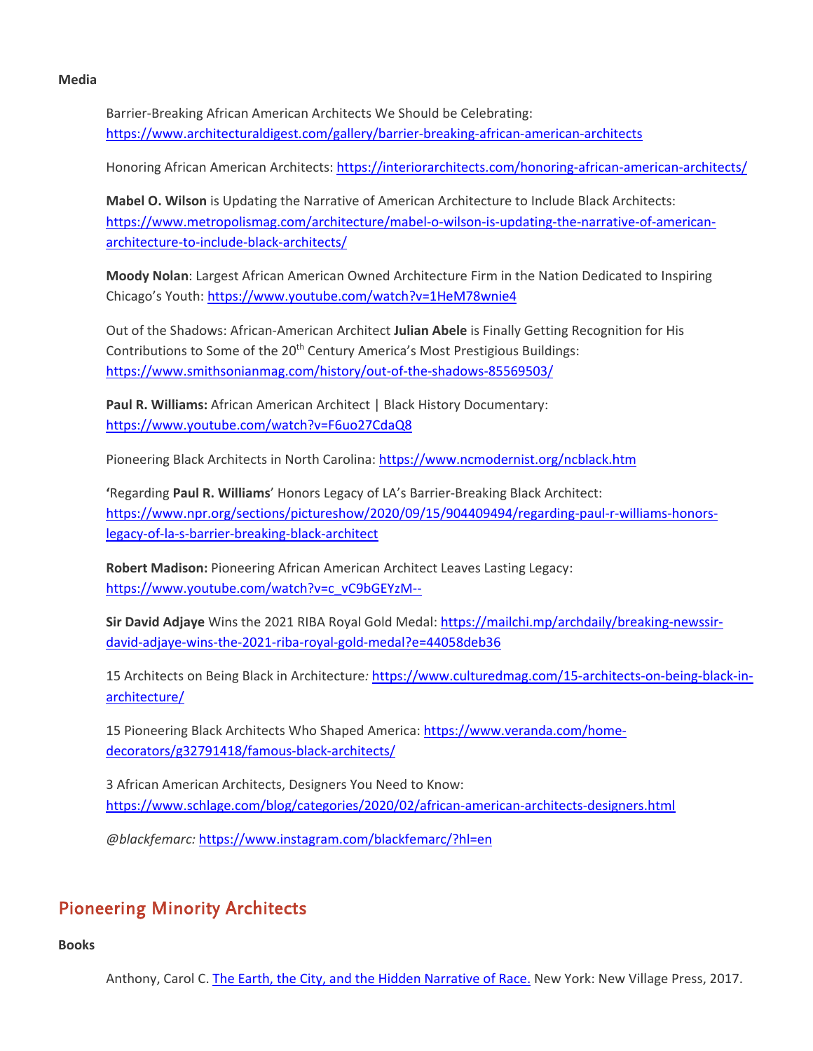**Media**

Barrier-Breaking African American Architects We Should be Celebrating: https://www.architecturaldigest.com/gallery/barrier-breaking-african-american-architects

Honoring African American Architects: https://interiorarchitects.com/honoring-african-american-architects/

**Mabel O. Wilson** is Updating the Narrative of American Architecture to Include Black Architects: https://www.metropolismag.com/architecture/mabel-o-wilson-is-updating-the-narrative-of-american-architecture-to-include-black-architects/

**Moody Nolan**: Largest African American Owned Architecture Firm in the Nation Dedicated to Inspiring Chicago's Youth: https://www.youtube.com/watch?v=1HeM78wnie4

Out of the Shadows: African-American Architect **Julian Abele** is Finally Getting Recognition for His Contributions to Some of the 20th Century America's Most Prestigious Buildings: https://www.smithsonianmag.com/history/out-of-the-shadows-85569503/

**Paul R. Williams:** African American Architect | Black History Documentary: https://www.youtube.com/watch?v=F6uo27CdaQ8

Pioneering Black Architects in North Carolina: https://www.ncmodernist.org/ncblack.htm

**'**Regarding **Paul R. Williams**' Honors Legacy of LA's Barrier-Breaking Black Architect: https://www.npr.org/sections/pictureshow/2020/09/15/904409494/regarding-paul-r-williams-honors-legacy-of-la-s-barrier-breaking-black-architect

**Robert Madison:** Pioneering African American Architect Leaves Lasting Legacy: https://www.youtube.com/watch?v=c_vC9bGEYzM--

**Sir David Adjaye** Wins the 2021 RIBA Royal Gold Medal: https://mailchi.mp/archdaily/breaking-newssir-david-adjaye-wins-the-2021-riba-royal-gold-medal?e=44058deb36

15 Architects on Being Black in Architecture*:* https://www.culturedmag.com/15-architects-on-being-black-in-architecture/

15 Pioneering Black Architects Who Shaped America: https://www.veranda.com/home-decorators/g32791418/famous-black-architects/

3 African American Architects, Designers You Need to Know: https://www.schlage.com/blog/categories/2020/02/african-american-architects-designers.html

*@blackfemarc:* https://www.instagram.com/blackfemarc/?hl=en

## Pioneering Minority Architects

**Books**

Anthony, Carol C. The Earth, the City, and the Hidden Narrative of Race. New York: New Village Press, 2017.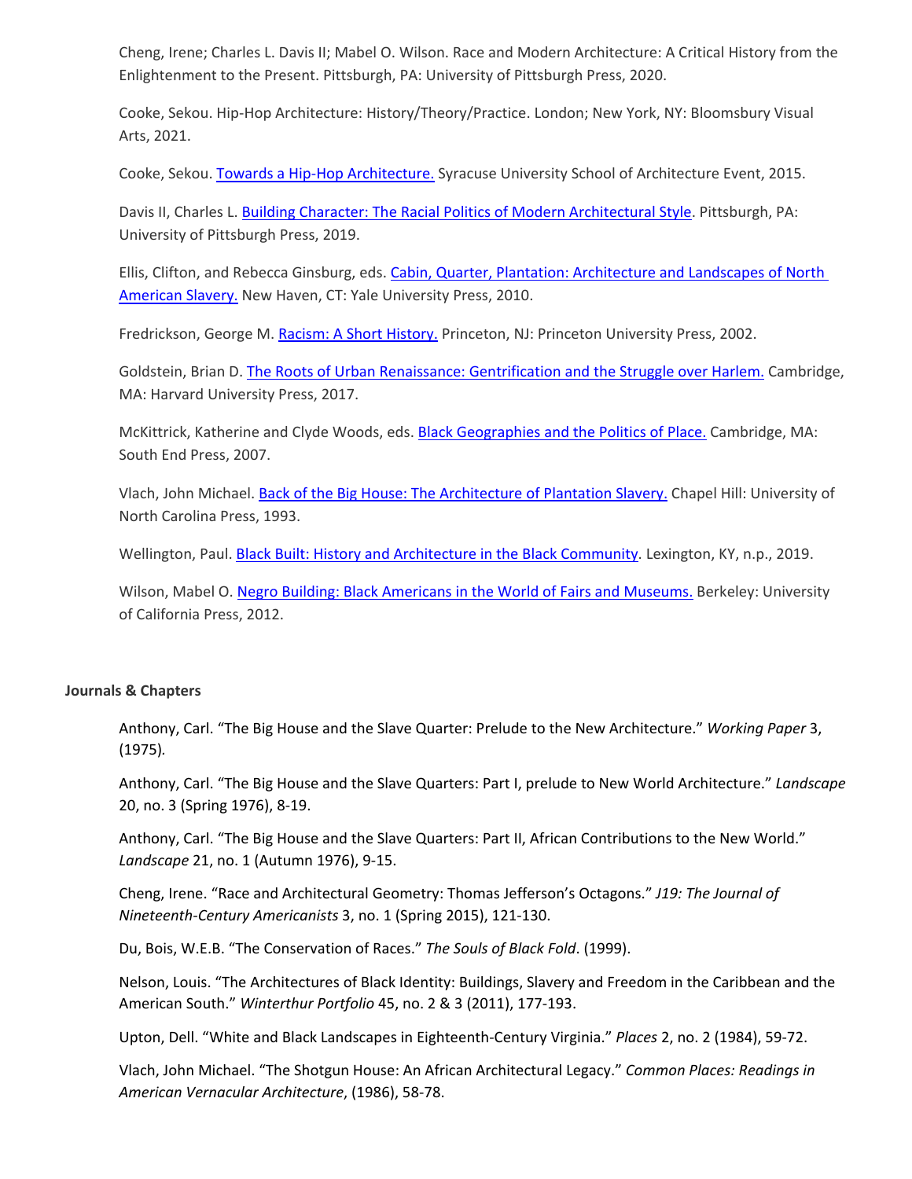Cheng, Irene; Charles L. Davis II; Mabel O. Wilson. Race and Modern Architecture: A Critical History from the Enlightenment to the Present. Pittsburgh, PA: University of Pittsburgh Press, 2020.

Cooke, Sekou. Hip-Hop Architecture: History/Theory/Practice. London; New York, NY: Bloomsbury Visual Arts, 2021.

Cooke, Sekou. Towards a Hip-Hop Architecture. Syracuse University School of Architecture Event, 2015.

Davis II, Charles L. Building Character: The Racial Politics of Modern Architectural Style. Pittsburgh, PA: University of Pittsburgh Press, 2019.

Ellis, Clifton, and Rebecca Ginsburg, eds. Cabin, Quarter, Plantation: Architecture and Landscapes of North American Slavery. New Haven, CT: Yale University Press, 2010.

Fredrickson, George M. Racism: A Short History. Princeton, NJ: Princeton University Press, 2002.

Goldstein, Brian D. The Roots of Urban Renaissance: Gentrification and the Struggle over Harlem. Cambridge, MA: Harvard University Press, 2017.

McKittrick, Katherine and Clyde Woods, eds. Black Geographies and the Politics of Place. Cambridge, MA: South End Press, 2007.

Vlach, John Michael. Back of the Big House: The Architecture of Plantation Slavery. Chapel Hill: University of North Carolina Press, 1993.

Wellington, Paul. Black Built: History and Architecture in the Black Community. Lexington, KY, n.p., 2019.

Wilson, Mabel O. Negro Building: Black Americans in the World of Fairs and Museums. Berkeley: University of California Press, 2012.

**Journals & Chapters**

Anthony, Carl. "The Big House and the Slave Quarter: Prelude to the New Architecture." *Working Paper* 3, (1975).

Anthony, Carl. "The Big House and the Slave Quarters: Part I, prelude to New World Architecture." *Landscape* 20, no. 3 (Spring 1976), 8-19.

Anthony, Carl. "The Big House and the Slave Quarters: Part II, African Contributions to the New World." *Landscape* 21, no. 1 (Autumn 1976), 9-15.

Cheng, Irene. "Race and Architectural Geometry: Thomas Jefferson's Octagons." *J19: The Journal of Nineteenth-Century Americanists* 3, no. 1 (Spring 2015), 121-130.

Du, Bois, W.E.B. "The Conservation of Races." *The Souls of Black Fold*. (1999).

Nelson, Louis. "The Architectures of Black Identity: Buildings, Slavery and Freedom in the Caribbean and the American South." *Winterthur Portfolio* 45, no. 2 & 3 (2011), 177-193.

Upton, Dell. "White and Black Landscapes in Eighteenth-Century Virginia." *Places* 2, no. 2 (1984), 59-72.

Vlach, John Michael. "The Shotgun House: An African Architectural Legacy." *Common Places: Readings in American Vernacular Architecture*, (1986), 58-78.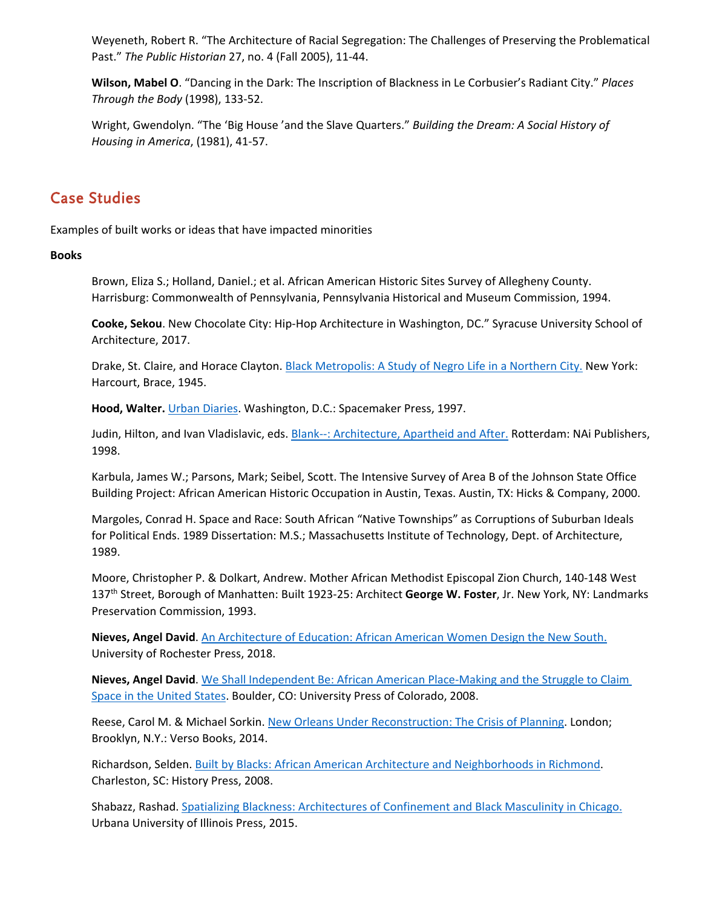Weyeneth, Robert R. “The Architecture of Racial Segregation: The Challenges of Preserving the Problematical Past.” *The Public Historian* 27, no. 4 (Fall 2005), 11-44.

**Wilson, Mabel O**. “Dancing in the Dark: The Inscription of Blackness in Le Corbusier’s Radiant City.” *Places Through the Body* (1998), 133-52.

Wright, Gwendolyn. “The ‘Big House ’and the Slave Quarters.” *Building the Dream: A Social History of Housing in America*, (1981), 41-57.

## Case Studies

Examples of built works or ideas that have impacted minorities

**Books**

Brown, Eliza S.; Holland, Daniel.; et al. African American Historic Sites Survey of Allegheny County. Harrisburg: Commonwealth of Pennsylvania, Pennsylvania Historical and Museum Commission, 1994.

**Cooke, Sekou**. New Chocolate City: Hip-Hop Architecture in Washington, DC.” Syracuse University School of Architecture, 2017.

Drake, St. Claire, and Horace Clayton. Black Metropolis: A Study of Negro Life in a Northern City. New York: Harcourt, Brace, 1945.

**Hood, Walter.** Urban Diaries. Washington, D.C.: Spacemaker Press, 1997.

Judin, Hilton, and Ivan Vladislavic, eds. Blank--: Architecture, Apartheid and After. Rotterdam: NAi Publishers, 1998.

Karbula, James W.; Parsons, Mark; Seibel, Scott. The Intensive Survey of Area B of the Johnson State Office Building Project: African American Historic Occupation in Austin, Texas. Austin, TX: Hicks & Company, 2000.

Margoles, Conrad H. Space and Race: South African “Native Townships” as Corruptions of Suburban Ideals for Political Ends. 1989 Dissertation: M.S.; Massachusetts Institute of Technology, Dept. of Architecture, 1989.

Moore, Christopher P. & Dolkart, Andrew. Mother African Methodist Episcopal Zion Church, 140-148 West 137th Street, Borough of Manhatten: Built 1923-25: Architect **George W. Foster**, Jr. New York, NY: Landmarks Preservation Commission, 1993.

**Nieves, Angel David**. An Architecture of Education: African American Women Design the New South. University of Rochester Press, 2018.

**Nieves, Angel David**. We Shall Independent Be: African American Place-Making and the Struggle to Claim Space in the United States. Boulder, CO: University Press of Colorado, 2008.

Reese, Carol M. & Michael Sorkin. New Orleans Under Reconstruction: The Crisis of Planning. London; Brooklyn, N.Y.: Verso Books, 2014.

Richardson, Selden. Built by Blacks: African American Architecture and Neighborhoods in Richmond. Charleston, SC: History Press, 2008.

Shabazz, Rashad. Spatializing Blackness: Architectures of Confinement and Black Masculinity in Chicago. Urbana University of Illinois Press, 2015.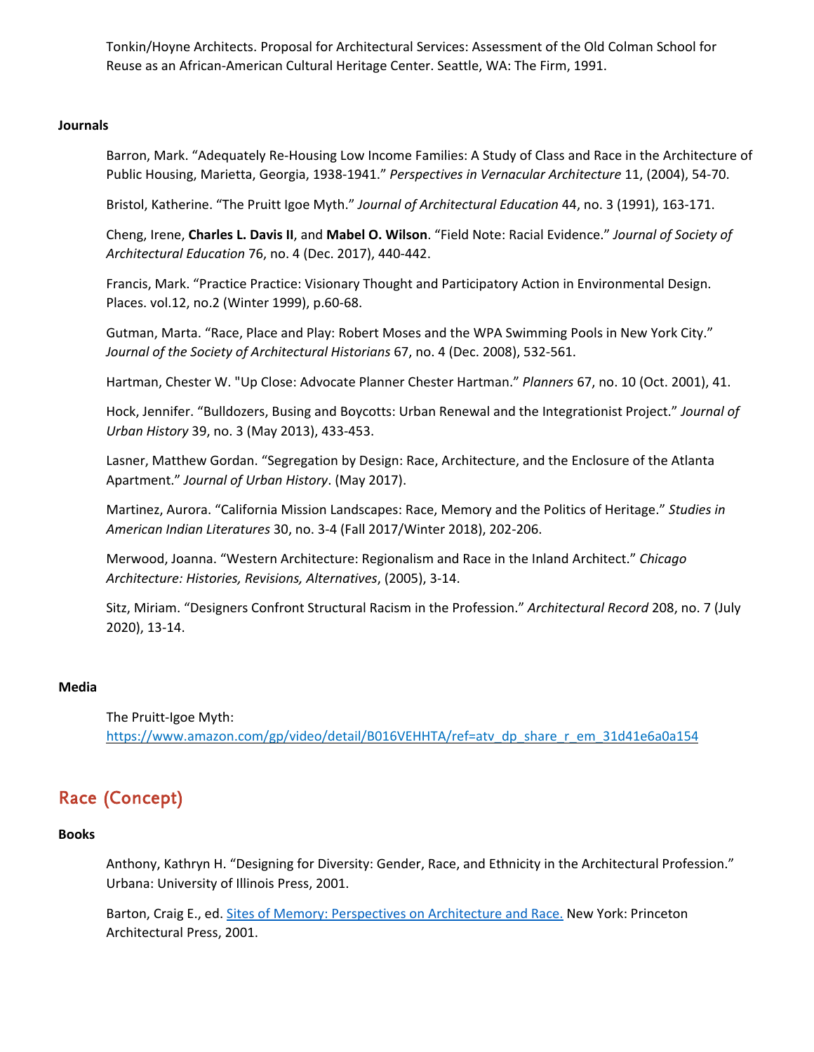Tonkin/Hoyne Architects. Proposal for Architectural Services: Assessment of the Old Colman School for Reuse as an African-American Cultural Heritage Center. Seattle, WA: The Firm, 1991.

### Journals

Barron, Mark. "Adequately Re-Housing Low Income Families: A Study of Class and Race in the Architecture of Public Housing, Marietta, Georgia, 1938-1941." *Perspectives in Vernacular Architecture* 11, (2004), 54-70.

Bristol, Katherine. "The Pruitt Igoe Myth." *Journal of Architectural Education* 44, no. 3 (1991), 163-171.

Cheng, Irene, **Charles L. Davis II**, and **Mabel O. Wilson**. "Field Note: Racial Evidence." *Journal of Society of Architectural Education* 76, no. 4 (Dec. 2017), 440-442.

Francis, Mark. "Practice Practice: Visionary Thought and Participatory Action in Environmental Design. Places. vol.12, no.2 (Winter 1999), p.60-68.

Gutman, Marta. "Race, Place and Play: Robert Moses and the WPA Swimming Pools in New York City." *Journal of the Society of Architectural Historians* 67, no. 4 (Dec. 2008), 532-561.

Hartman, Chester W. "Up Close: Advocate Planner Chester Hartman." *Planners* 67, no. 10 (Oct. 2001), 41.

Hock, Jennifer. "Bulldozers, Busing and Boycotts: Urban Renewal and the Integrationist Project." *Journal of Urban History* 39, no. 3 (May 2013), 433-453.

Lasner, Matthew Gordan. "Segregation by Design: Race, Architecture, and the Enclosure of the Atlanta Apartment." *Journal of Urban History*. (May 2017).

Martinez, Aurora. "California Mission Landscapes: Race, Memory and the Politics of Heritage." *Studies in American Indian Literatures* 30, no. 3-4 (Fall 2017/Winter 2018), 202-206.

Merwood, Joanna. "Western Architecture: Regionalism and Race in the Inland Architect." *Chicago Architecture: Histories, Revisions, Alternatives*, (2005), 3-14.

Sitz, Miriam. "Designers Confront Structural Racism in the Profession." *Architectural Record* 208, no. 7 (July 2020), 13-14.

### Media

The Pruitt-Igoe Myth:
https://www.amazon.com/gp/video/detail/B016VEHHTA/ref=atv_dp_share_r_em_31d41e6a0a154

## Race (Concept)

### Books

Anthony, Kathryn H. "Designing for Diversity: Gender, Race, and Ethnicity in the Architectural Profession." Urbana: University of Illinois Press, 2001.

Barton, Craig E., ed. Sites of Memory: Perspectives on Architecture and Race. New York: Princeton Architectural Press, 2001.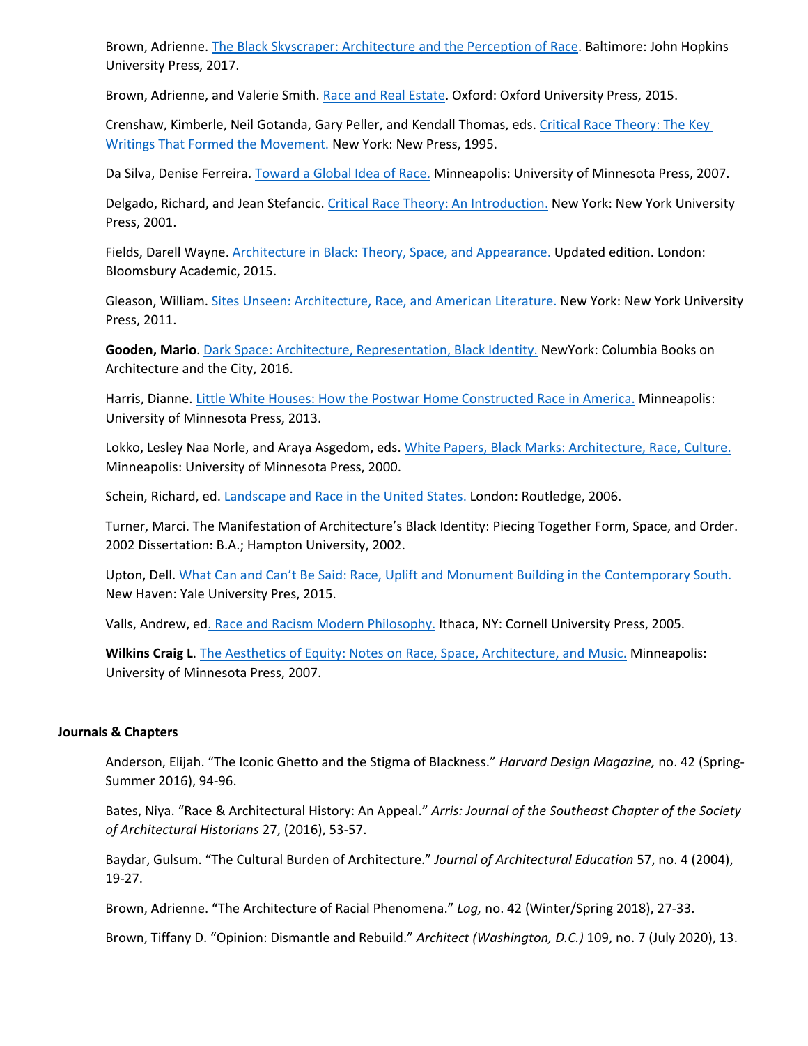Brown, Adrienne. The Black Skyscraper: Architecture and the Perception of Race. Baltimore: John Hopkins University Press, 2017.

Brown, Adrienne, and Valerie Smith. Race and Real Estate. Oxford: Oxford University Press, 2015.

Crenshaw, Kimberle, Neil Gotanda, Gary Peller, and Kendall Thomas, eds. Critical Race Theory: The Key Writings That Formed the Movement. New York: New Press, 1995.

Da Silva, Denise Ferreira. Toward a Global Idea of Race. Minneapolis: University of Minnesota Press, 2007.

Delgado, Richard, and Jean Stefancic. Critical Race Theory: An Introduction. New York: New York University Press, 2001.

Fields, Darell Wayne. Architecture in Black: Theory, Space, and Appearance. Updated edition. London: Bloomsbury Academic, 2015.

Gleason, William. Sites Unseen: Architecture, Race, and American Literature. New York: New York University Press, 2011.

**Gooden, Mario**. Dark Space: Architecture, Representation, Black Identity. NewYork: Columbia Books on Architecture and the City, 2016.

Harris, Dianne. Little White Houses: How the Postwar Home Constructed Race in America. Minneapolis: University of Minnesota Press, 2013.

Lokko, Lesley Naa Norle, and Araya Asgedom, eds. White Papers, Black Marks: Architecture, Race, Culture. Minneapolis: University of Minnesota Press, 2000.

Schein, Richard, ed. Landscape and Race in the United States. London: Routledge, 2006.

Turner, Marci. The Manifestation of Architecture's Black Identity: Piecing Together Form, Space, and Order. 2002 Dissertation: B.A.; Hampton University, 2002.

Upton, Dell. What Can and Can't Be Said: Race, Uplift and Monument Building in the Contemporary South. New Haven: Yale University Pres, 2015.

Valls, Andrew, ed. Race and Racism Modern Philosophy. Ithaca, NY: Cornell University Press, 2005.

**Wilkins Craig L**. The Aesthetics of Equity: Notes on Race, Space, Architecture, and Music. Minneapolis: University of Minnesota Press, 2007.

**Journals & Chapters**

Anderson, Elijah. "The Iconic Ghetto and the Stigma of Blackness." *Harvard Design Magazine,* no. 42 (Spring-Summer 2016), 94-96.

Bates, Niya. "Race & Architectural History: An Appeal." *Arris: Journal of the Southeast Chapter of the Society of Architectural Historians* 27, (2016), 53-57.

Baydar, Gulsum. "The Cultural Burden of Architecture." *Journal of Architectural Education* 57, no. 4 (2004), 19-27.

Brown, Adrienne. "The Architecture of Racial Phenomena." *Log,* no. 42 (Winter/Spring 2018), 27-33.

Brown, Tiffany D. "Opinion: Dismantle and Rebuild." *Architect (Washington, D.C.)* 109, no. 7 (July 2020), 13.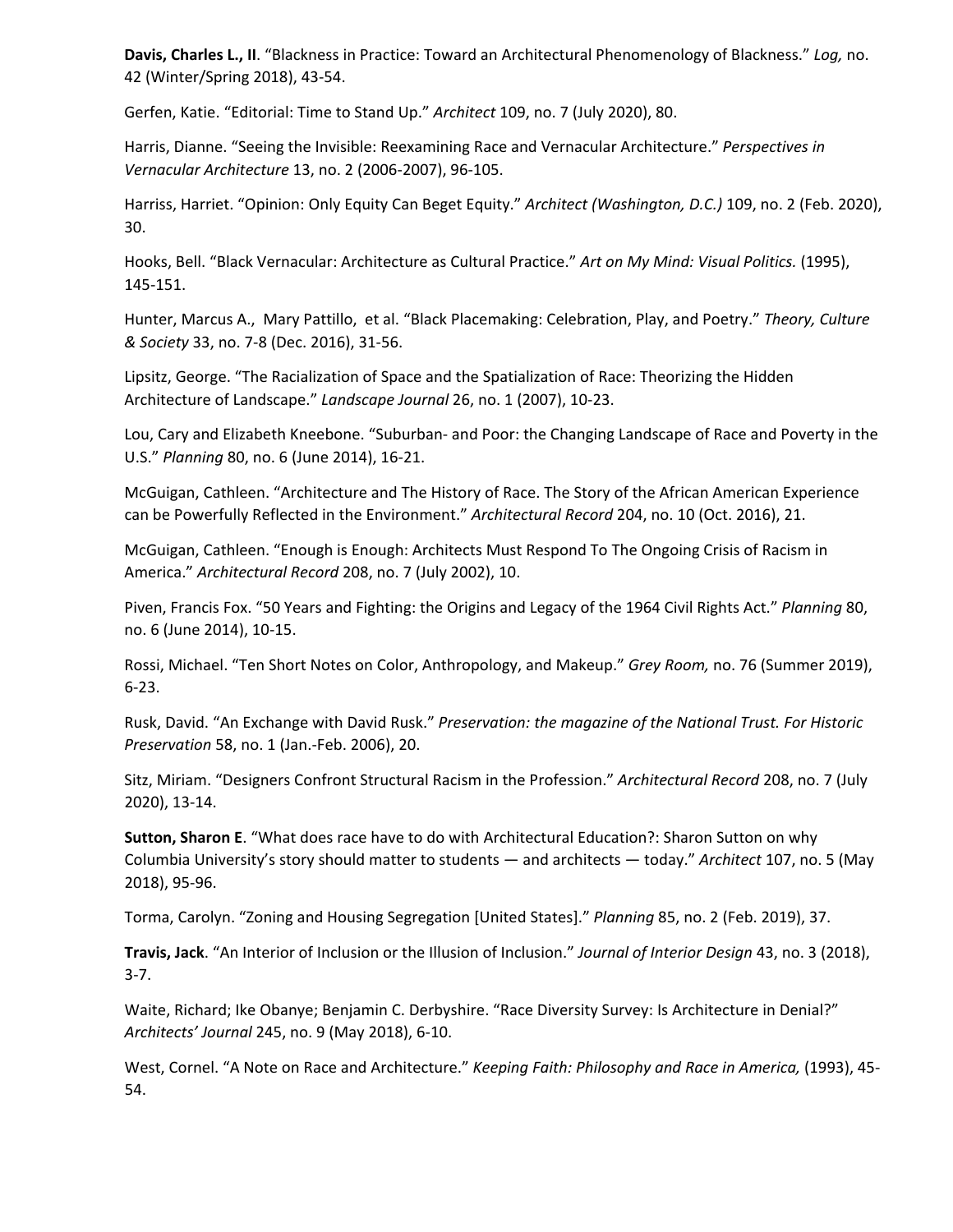**Davis, Charles L., II**. “Blackness in Practice: Toward an Architectural Phenomenology of Blackness.” *Log,* no. 42 (Winter/Spring 2018), 43-54.

Gerfen, Katie. “Editorial: Time to Stand Up.” *Architect* 109, no. 7 (July 2020), 80.

Harris, Dianne. “Seeing the Invisible: Reexamining Race and Vernacular Architecture.” *Perspectives in Vernacular Architecture* 13, no. 2 (2006-2007), 96-105.

Harriss, Harriet. “Opinion: Only Equity Can Beget Equity.” *Architect (Washington, D.C.)* 109, no. 2 (Feb. 2020), 30.

Hooks, Bell. “Black Vernacular: Architecture as Cultural Practice.” *Art on My Mind: Visual Politics.* (1995), 145-151.

Hunter, Marcus A., Mary Pattillo, et al. “Black Placemaking: Celebration, Play, and Poetry.” *Theory, Culture & Society* 33, no. 7-8 (Dec. 2016), 31-56.

Lipsitz, George. “The Racialization of Space and the Spatialization of Race: Theorizing the Hidden Architecture of Landscape.” *Landscape Journal* 26, no. 1 (2007), 10-23.

Lou, Cary and Elizabeth Kneebone. “Suburban- and Poor: the Changing Landscape of Race and Poverty in the U.S.” *Planning* 80, no. 6 (June 2014), 16-21.

McGuigan, Cathleen. “Architecture and The History of Race. The Story of the African American Experience can be Powerfully Reflected in the Environment.” *Architectural Record* 204, no. 10 (Oct. 2016), 21.

McGuigan, Cathleen. “Enough is Enough: Architects Must Respond To The Ongoing Crisis of Racism in America.” *Architectural Record* 208, no. 7 (July 2002), 10.

Piven, Francis Fox. “50 Years and Fighting: the Origins and Legacy of the 1964 Civil Rights Act.” *Planning* 80, no. 6 (June 2014), 10-15.

Rossi, Michael. “Ten Short Notes on Color, Anthropology, and Makeup.” *Grey Room,* no. 76 (Summer 2019), 6-23.

Rusk, David. “An Exchange with David Rusk.” *Preservation: the magazine of the National Trust. For Historic Preservation* 58, no. 1 (Jan.-Feb. 2006), 20.

Sitz, Miriam. “Designers Confront Structural Racism in the Profession.” *Architectural Record* 208, no. 7 (July 2020), 13-14.

**Sutton, Sharon E**. “What does race have to do with Architectural Education?: Sharon Sutton on why Columbia University’s story should matter to students — and architects — today.” *Architect* 107, no. 5 (May 2018), 95-96.

Torma, Carolyn. “Zoning and Housing Segregation [United States].” *Planning* 85, no. 2 (Feb. 2019), 37.

**Travis, Jack**. “An Interior of Inclusion or the Illusion of Inclusion.” *Journal of Interior Design* 43, no. 3 (2018), 3-7.

Waite, Richard; Ike Obanye; Benjamin C. Derbyshire. “Race Diversity Survey: Is Architecture in Denial?” *Architects’ Journal* 245, no. 9 (May 2018), 6-10.

West, Cornel. “A Note on Race and Architecture.” *Keeping Faith: Philosophy and Race in America,* (1993), 45-54.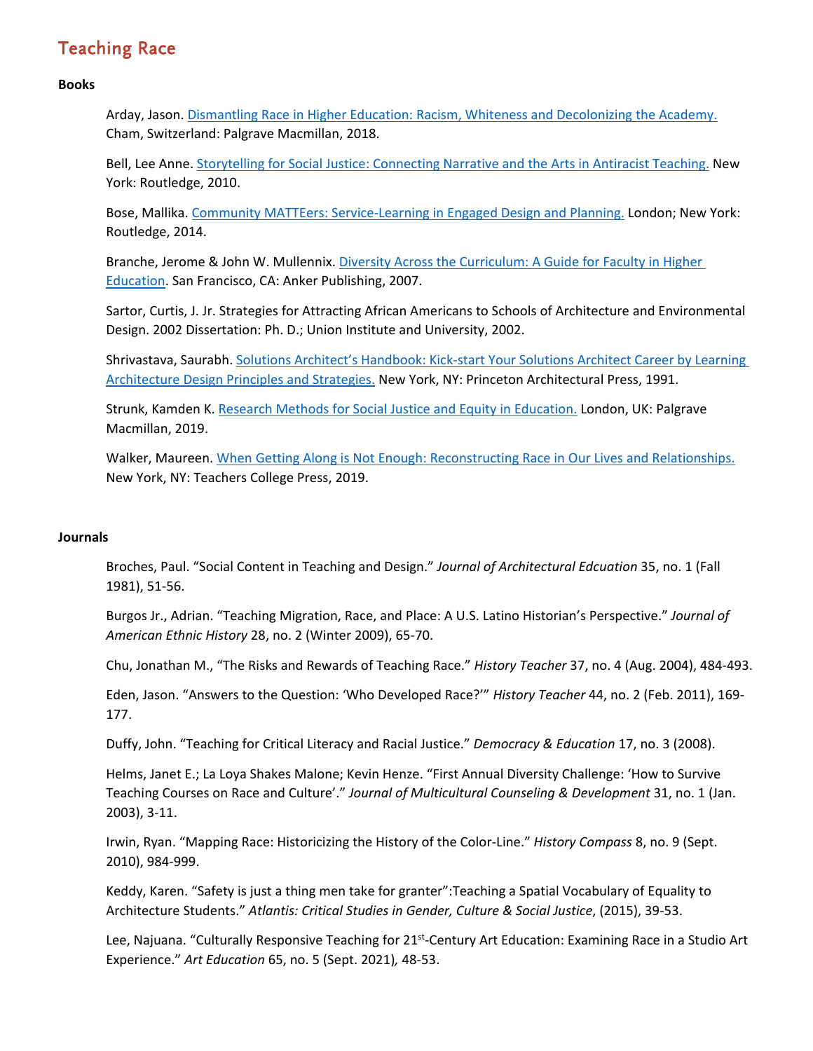# Teaching Race

**Books**

Arday, Jason. Dismantling Race in Higher Education: Racism, Whiteness and Decolonizing the Academy. Cham, Switzerland: Palgrave Macmillan, 2018.

Bell, Lee Anne. Storytelling for Social Justice: Connecting Narrative and the Arts in Antiracist Teaching. New York: Routledge, 2010.

Bose, Mallika. Community MATTEers: Service-Learning in Engaged Design and Planning. London; New York: Routledge, 2014.

Branche, Jerome & John W. Mullennix. Diversity Across the Curriculum: A Guide for Faculty in Higher Education. San Francisco, CA: Anker Publishing, 2007.

Sartor, Curtis, J. Jr. Strategies for Attracting African Americans to Schools of Architecture and Environmental Design. 2002 Dissertation: Ph. D.; Union Institute and University, 2002.

Shrivastava, Saurabh. Solutions Architect's Handbook: Kick-start Your Solutions Architect Career by Learning Architecture Design Principles and Strategies. New York, NY: Princeton Architectural Press, 1991.

Strunk, Kamden K. Research Methods for Social Justice and Equity in Education. London, UK: Palgrave Macmillan, 2019.

Walker, Maureen. When Getting Along is Not Enough: Reconstructing Race in Our Lives and Relationships. New York, NY: Teachers College Press, 2019.

**Journals**

Broches, Paul. "Social Content in Teaching and Design." *Journal of Architectural Edcuation* 35, no. 1 (Fall 1981), 51-56.

Burgos Jr., Adrian. "Teaching Migration, Race, and Place: A U.S. Latino Historian's Perspective." *Journal of American Ethnic History* 28, no. 2 (Winter 2009), 65-70.

Chu, Jonathan M., "The Risks and Rewards of Teaching Race." *History Teacher* 37, no. 4 (Aug. 2004), 484-493.

Eden, Jason. "Answers to the Question: 'Who Developed Race?'" *History Teacher* 44, no. 2 (Feb. 2011), 169-177.

Duffy, John. "Teaching for Critical Literacy and Racial Justice." *Democracy & Education* 17, no. 3 (2008).

Helms, Janet E.; La Loya Shakes Malone; Kevin Henze. "First Annual Diversity Challenge: 'How to Survive Teaching Courses on Race and Culture'." *Journal of Multicultural Counseling & Development* 31, no. 1 (Jan. 2003), 3-11.

Irwin, Ryan. "Mapping Race: Historicizing the History of the Color-Line." *History Compass* 8, no. 9 (Sept. 2010), 984-999.

Keddy, Karen. "Safety is just a thing men take for granter":Teaching a Spatial Vocabulary of Equality to Architecture Students." *Atlantis: Critical Studies in Gender, Culture & Social Justice*, (2015), 39-53.

Lee, Najuana. "Culturally Responsive Teaching for 21st-Century Art Education: Examining Race in a Studio Art Experience." *Art Education* 65, no. 5 (Sept. 2021), 48-53.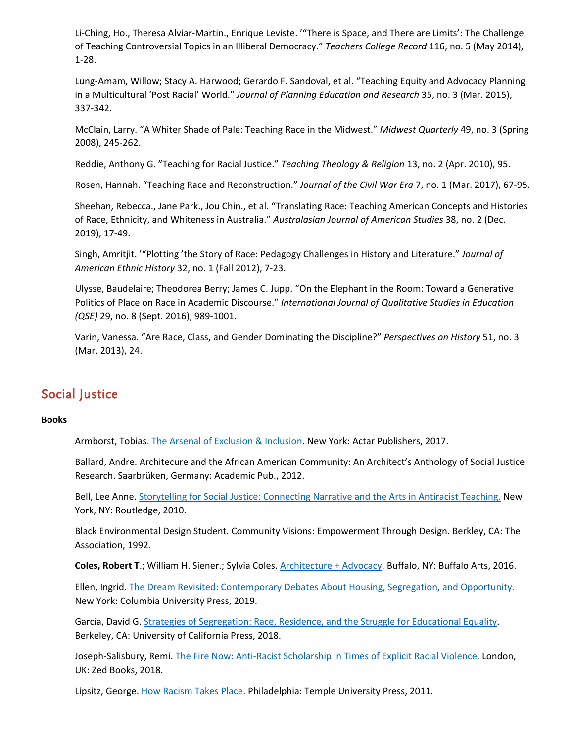Li-Ching, Ho., Theresa Alviar-Martin., Enrique Leviste. '"There is Space, and There are Limits': The Challenge of Teaching Controversial Topics in an Illiberal Democracy." *Teachers College Record* 116, no. 5 (May 2014), 1-28.

Lung-Amam, Willow; Stacy A. Harwood; Gerardo F. Sandoval, et al. "Teaching Equity and Advocacy Planning in a Multicultural 'Post Racial' World." *Journal of Planning Education and Research* 35, no. 3 (Mar. 2015), 337-342.

McClain, Larry. "A Whiter Shade of Pale: Teaching Race in the Midwest." *Midwest Quarterly* 49, no. 3 (Spring 2008), 245-262.

Reddie, Anthony G. "Teaching for Racial Justice." *Teaching Theology & Religion* 13, no. 2 (Apr. 2010), 95.

Rosen, Hannah. "Teaching Race and Reconstruction." *Journal of the Civil War Era* 7, no. 1 (Mar. 2017), 67-95.

Sheehan, Rebecca., Jane Park., Jou Chin., et al. "Translating Race: Teaching American Concepts and Histories of Race, Ethnicity, and Whiteness in Australia." *Australasian Journal of American Studies* 38, no. 2 (Dec. 2019), 17-49.

Singh, Amritjit. '"Plotting 'the Story of Race: Pedagogy Challenges in History and Literature." *Journal of American Ethnic History* 32, no. 1 (Fall 2012), 7-23.

Ulysse, Baudelaire; Theodorea Berry; James C. Jupp. "On the Elephant in the Room: Toward a Generative Politics of Place on Race in Academic Discourse." *International Journal of Qualitative Studies in Education (QSE)* 29, no. 8 (Sept. 2016), 989-1001.

Varin, Vanessa. "Are Race, Class, and Gender Dominating the Discipline?" *Perspectives on History* 51, no. 3 (Mar. 2013), 24.

## Social Justice

**Books**

Armborst, Tobias. The Arsenal of Exclusion & Inclusion. New York: Actar Publishers, 2017.

Ballard, Andre. Architecure and the African American Community: An Architect's Anthology of Social Justice Research. Saarbrüken, Germany: Academic Pub., 2012.

Bell, Lee Anne. Storytelling for Social Justice: Connecting Narrative and the Arts in Antiracist Teaching. New York, NY: Routledge, 2010.

Black Environmental Design Student. Community Visions: Empowerment Through Design. Berkley, CA: The Association, 1992.

**Coles, Robert T**.; William H. Siener.; Sylvia Coles. Architecture + Advocacy. Buffalo, NY: Buffalo Arts, 2016.

Ellen, Ingrid. The Dream Revisited: Contemporary Debates About Housing, Segregation, and Opportunity. New York: Columbia University Press, 2019.

García, David G. Strategies of Segregation: Race, Residence, and the Struggle for Educational Equality. Berkeley, CA: University of California Press, 2018.

Joseph-Salisbury, Remi. The Fire Now: Anti-Racist Scholarship in Times of Explicit Racial Violence. London, UK: Zed Books, 2018.

Lipsitz, George. How Racism Takes Place. Philadelphia: Temple University Press, 2011.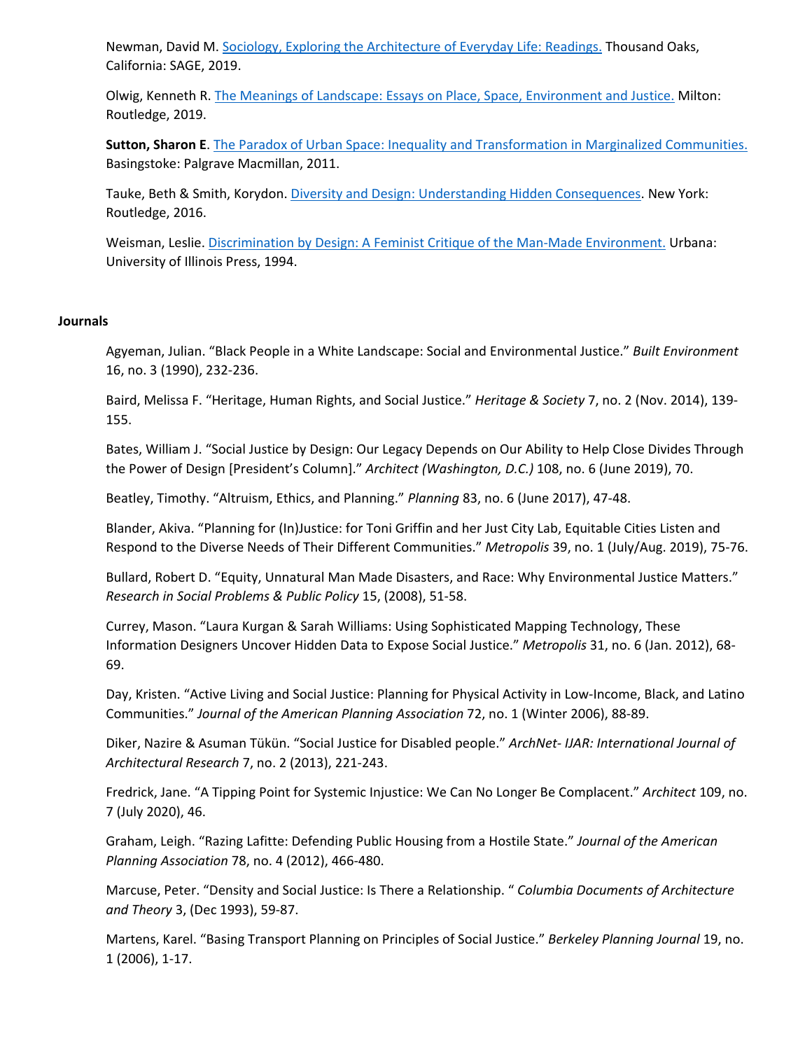Newman, David M. [Sociology, Exploring the Architecture of Everyday Life: Readings.]() Thousand Oaks, California: SAGE, 2019.

Olwig, Kenneth R. [The Meanings of Landscape: Essays on Place, Space, Environment and Justice.]() Milton: Routledge, 2019.

**Sutton, Sharon E**. [The Paradox of Urban Space: Inequality and Transformation in Marginalized Communities.]() Basingstoke: Palgrave Macmillan, 2011.

Tauke, Beth & Smith, Korydon. [Diversity and Design: Understanding Hidden Consequences](). New York: Routledge, 2016.

Weisman, Leslie. [Discrimination by Design: A Feminist Critique of the Man-Made Environment.]() Urbana: University of Illinois Press, 1994.

**Journals**

Agyeman, Julian. "Black People in a White Landscape: Social and Environmental Justice." *Built Environment* 16, no. 3 (1990), 232-236.

Baird, Melissa F. "Heritage, Human Rights, and Social Justice." *Heritage & Society* 7, no. 2 (Nov. 2014), 139-155.

Bates, William J. "Social Justice by Design: Our Legacy Depends on Our Ability to Help Close Divides Through the Power of Design [President's Column]." *Architect (Washington, D.C.)* 108, no. 6 (June 2019), 70.

Beatley, Timothy. "Altruism, Ethics, and Planning." *Planning* 83, no. 6 (June 2017), 47-48.

Blander, Akiva. "Planning for (In)Justice: for Toni Griffin and her Just City Lab, Equitable Cities Listen and Respond to the Diverse Needs of Their Different Communities." *Metropolis* 39, no. 1 (July/Aug. 2019), 75-76.

Bullard, Robert D. "Equity, Unnatural Man Made Disasters, and Race: Why Environmental Justice Matters." *Research in Social Problems & Public Policy* 15, (2008), 51-58.

Currey, Mason. "Laura Kurgan & Sarah Williams: Using Sophisticated Mapping Technology, These Information Designers Uncover Hidden Data to Expose Social Justice." *Metropolis* 31, no. 6 (Jan. 2012), 68-69.

Day, Kristen. "Active Living and Social Justice: Planning for Physical Activity in Low-Income, Black, and Latino Communities." *Journal of the American Planning Association* 72, no. 1 (Winter 2006), 88-89.

Diker, Nazire & Asuman Tükün. "Social Justice for Disabled people." *ArchNet- IJAR: International Journal of Architectural Research* 7, no. 2 (2013), 221-243.

Fredrick, Jane. "A Tipping Point for Systemic Injustice: We Can No Longer Be Complacent." *Architect* 109, no. 7 (July 2020), 46.

Graham, Leigh. "Razing Lafitte: Defending Public Housing from a Hostile State." *Journal of the American Planning Association* 78, no. 4 (2012), 466-480.

Marcuse, Peter. "Density and Social Justice: Is There a Relationship. " *Columbia Documents of Architecture and Theory* 3, (Dec 1993), 59-87.

Martens, Karel. "Basing Transport Planning on Principles of Social Justice." *Berkeley Planning Journal* 19, no. 1 (2006), 1-17.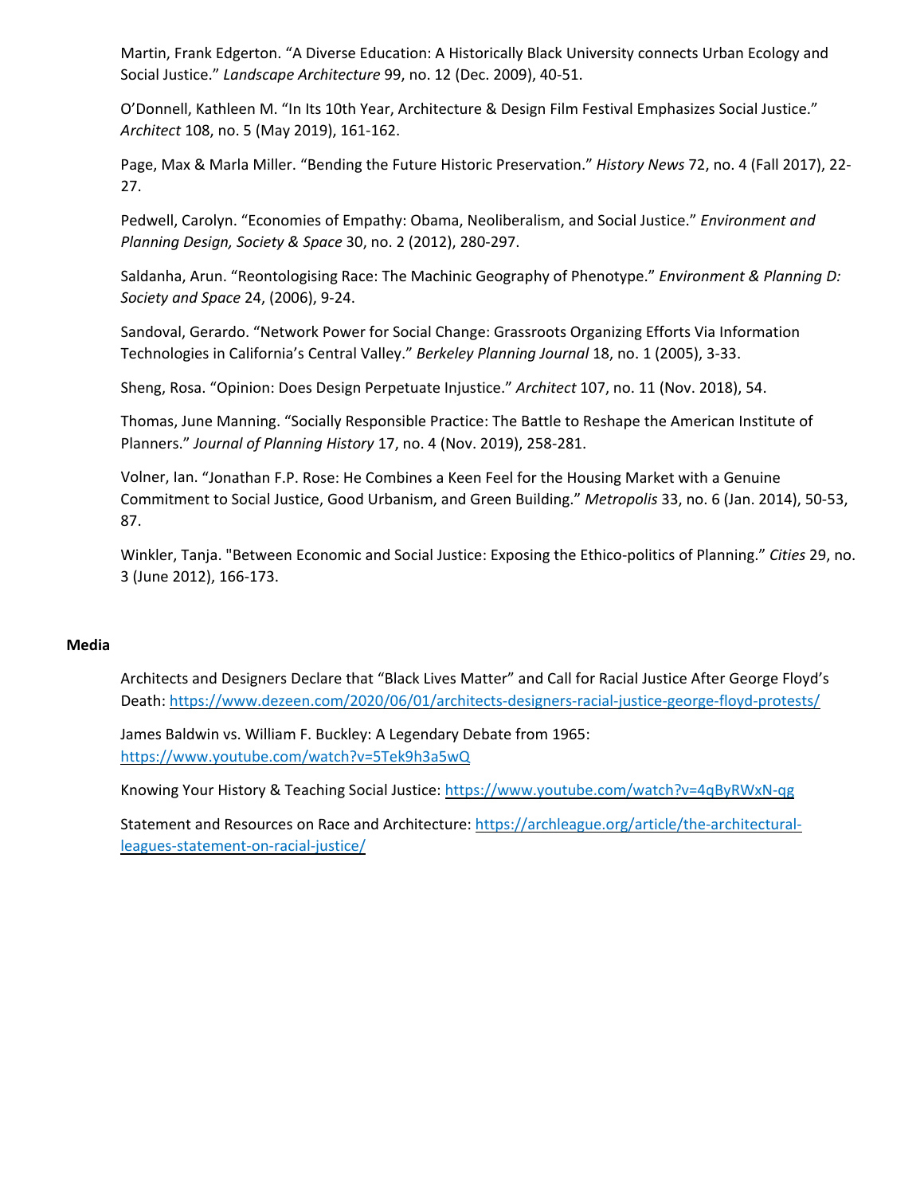Martin, Frank Edgerton. "A Diverse Education: A Historically Black University connects Urban Ecology and Social Justice." *Landscape Architecture* 99, no. 12 (Dec. 2009), 40-51.

O'Donnell, Kathleen M. "In Its 10th Year, Architecture & Design Film Festival Emphasizes Social Justice." *Architect* 108, no. 5 (May 2019), 161-162.

Page, Max & Marla Miller. "Bending the Future Historic Preservation." *History News* 72, no. 4 (Fall 2017), 22-27.

Pedwell, Carolyn. "Economies of Empathy: Obama, Neoliberalism, and Social Justice." *Environment and Planning Design, Society & Space* 30, no. 2 (2012), 280-297.

Saldanha, Arun. "Reontologising Race: The Machinic Geography of Phenotype." *Environment & Planning D: Society and Space* 24, (2006), 9-24.

Sandoval, Gerardo. "Network Power for Social Change: Grassroots Organizing Efforts Via Information Technologies in California's Central Valley." *Berkeley Planning Journal* 18, no. 1 (2005), 3-33.

Sheng, Rosa. "Opinion: Does Design Perpetuate Injustice." *Architect* 107, no. 11 (Nov. 2018), 54.

Thomas, June Manning. "Socially Responsible Practice: The Battle to Reshape the American Institute of Planners." *Journal of Planning History* 17, no. 4 (Nov. 2019), 258-281.

Volner, Ian. "Jonathan F.P. Rose: He Combines a Keen Feel for the Housing Market with a Genuine Commitment to Social Justice, Good Urbanism, and Green Building." *Metropolis* 33, no. 6 (Jan. 2014), 50-53, 87.

Winkler, Tanja. "Between Economic and Social Justice: Exposing the Ethico-politics of Planning." *Cities* 29, no. 3 (June 2012), 166-173.

**Media**

Architects and Designers Declare that "Black Lives Matter" and Call for Racial Justice After George Floyd's Death: https://www.dezeen.com/2020/06/01/architects-designers-racial-justice-george-floyd-protests/

James Baldwin vs. William F. Buckley: A Legendary Debate from 1965: https://www.youtube.com/watch?v=5Tek9h3a5wQ

Knowing Your History & Teaching Social Justice: https://www.youtube.com/watch?v=4qByRWxN-qg

Statement and Resources on Race and Architecture: https://archleague.org/article/the-architectural-leagues-statement-on-racial-justice/